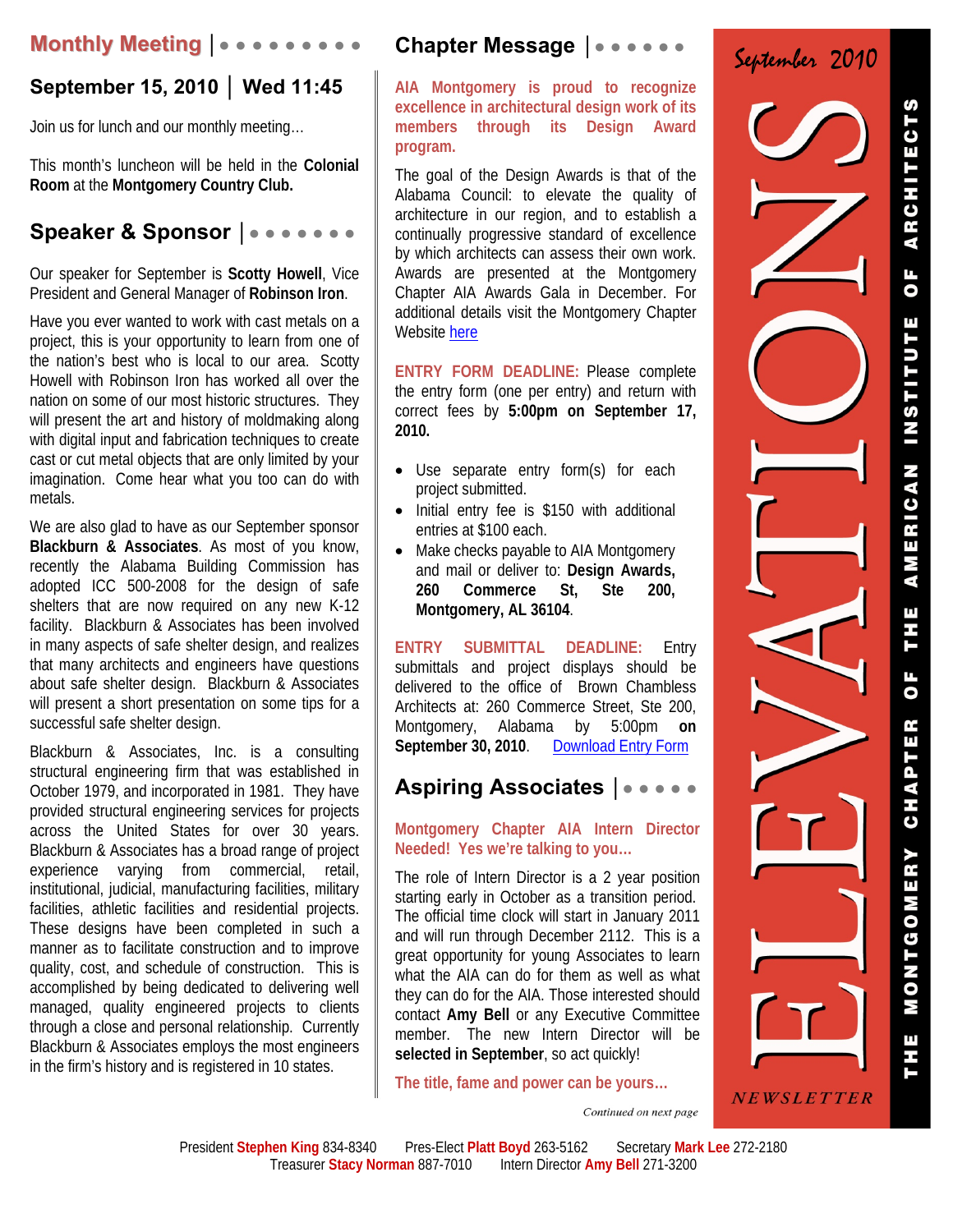# ELEVATIONS

September 2010

NEWSLETTER

THE MONTGOMERY CHAPTER OF THE AMERICAN INSTITUTE OF ARCHITECTS

## Monthly Meeting

### September 15, 2010 | Wed 11:45

Join us for lunch and our monthly meeting…

This month's luncheon will be held in the **Colonial Room** at the **Montgomery Country Club.**

## Speaker & Sponsor

Our speaker for September is **Scotty Howell**, Vice President and General Manager of **Robinson Iron**.

Have you ever wanted to work with cast metals on a project, this is your opportunity to learn from one of the nation's best who is local to our area. Scotty Howell with Robinson Iron has worked all over the nation on some of our most historic structures. They will present the art and history of moldmaking along with digital input and fabrication techniques to create cast or cut metal objects that are only limited by your imagination. Come hear what you too can do with metals.

We are also glad to have as our September sponsor **Blackburn & Associates**. As most of you know, recently the Alabama Building Commission has adopted ICC 500-2008 for the design of safe shelters that are now required on any new K-12 facility. Blackburn & Associates has been involved in many aspects of safe shelter design, and realizes that many architects and engineers have questions about safe shelter design. Blackburn & Associates will present a short presentation on some tips for a successful safe shelter design.

Blackburn & Associates, Inc. is a consulting structural engineering firm that was established in October 1979, and incorporated in 1981. They have provided structural engineering services for projects across the United States for over 30 years. Blackburn & Associates has a broad range of project experience varying from commercial, retail, institutional, judicial, manufacturing facilities, military facilities, athletic facilities and residential projects. These designs have been completed in such a manner as to facilitate construction and to improve quality, cost, and schedule of construction. This is accomplished by being dedicated to delivering well managed, quality engineered projects to clients through a close and personal relationship. Currently Blackburn & Associates employs the most engineers in the firm's history and is registered in 10 states.

## Chapter Message

**AIA Montgomery is proud to recognize excellence in architectural design work of its members through its Design Award program.**

The goal of the Design Awards is that of the Alabama Council: to elevate the quality of architecture in our region, and to establish a continually progressive standard of excellence by which architects can assess their own work. Awards are presented at the Montgomery Chapter AIA Awards Gala in December. For additional details visit the Montgomery Chapter Website here

**ENTRY FORM DEADLINE:** Please complete the entry form (one per entry) and return with correct fees by **5:00pm on September 17, 2010.**

- Use separate entry form(s) for each project submitted.
- Initial entry fee is $150 with additional entries at $100 each.
- Make checks payable to AIA Montgomery and mail or deliver to: **Design Awards, 260 Commerce St, Ste 200, Montgomery, AL 36104**.

**ENTRY SUBMITTAL DEADLINE:** Entry submittals and project displays should be delivered to the office of Brown Chambless Architects at: 260 Commerce Street, Ste 200, Montgomery, Alabama by 5:00pm **on September 30, 2010**. Download Entry Form

## Aspiring Associates

**Montgomery Chapter AIA Intern Director Needed! Yes we're talking to you…**

The role of Intern Director is a 2 year position starting early in October as a transition period. The official time clock will start in January 2011 and will run through December 2112. This is a great opportunity for young Associates to learn what the AIA can do for them as well as what they can do for the AIA. Those interested should contact **Amy Bell** or any Executive Committee member. The new Intern Director will be **selected in September**, so act quickly!

**The title, fame and power can be yours…**

*Continued on next page*

President **Stephen King** 834-8340 Pres-Elect **Platt Boyd** 263-5162 Secretary **Mark Lee** 272-2180
Treasurer **Stacy Norman** 887-7010 Intern Director **Amy Bell** 271-3200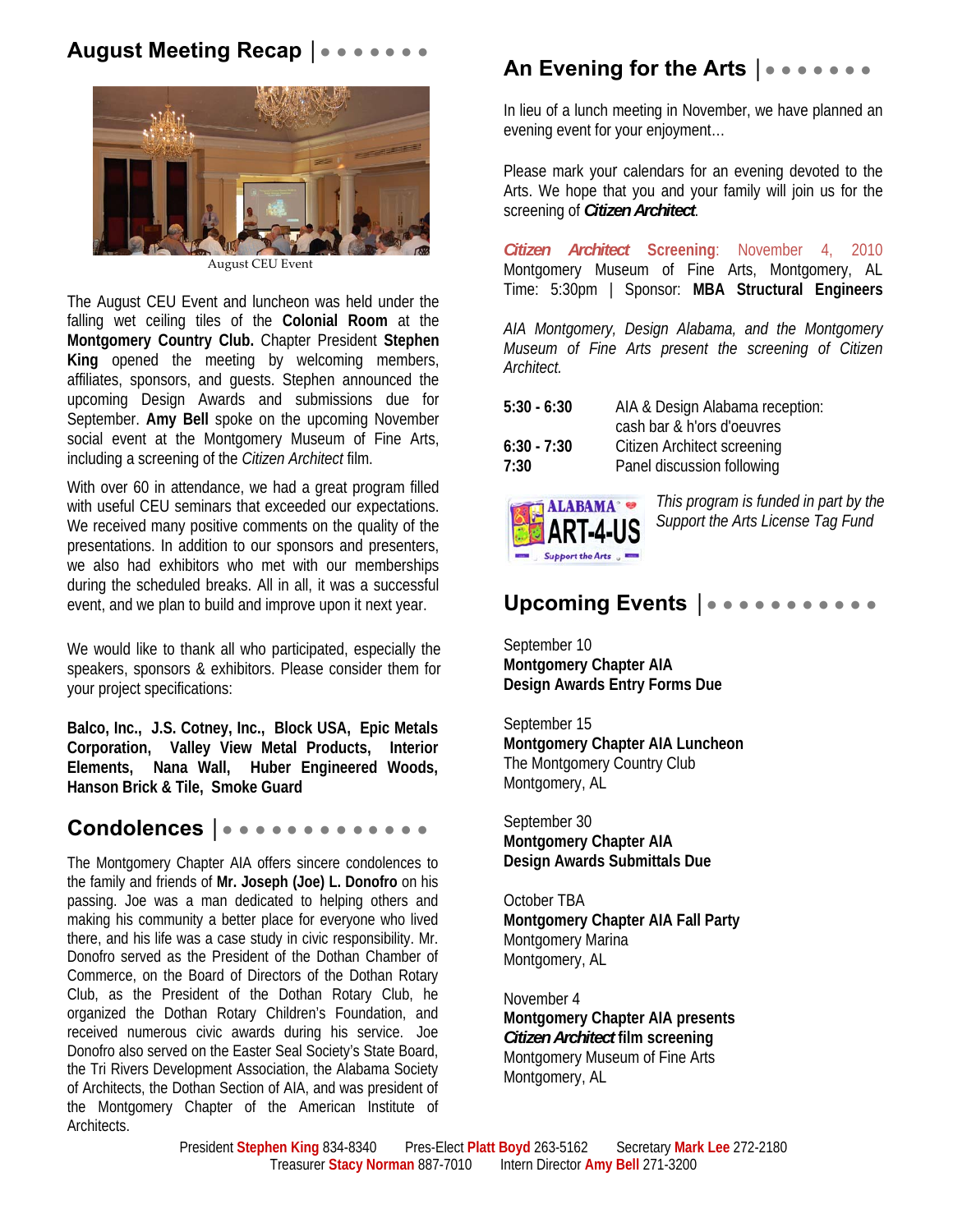## August Meeting Recap

August CEU Event

The August CEU Event and luncheon was held under the falling wet ceiling tiles of the **Colonial Room** at the **Montgomery Country Club.** Chapter President **Stephen King** opened the meeting by welcoming members, affiliates, sponsors, and guests. Stephen announced the upcoming Design Awards and submissions due for September. **Amy Bell** spoke on the upcoming November social event at the Montgomery Museum of Fine Arts, including a screening of the *Citizen Architect* film.

With over 60 in attendance, we had a great program filled with useful CEU seminars that exceeded our expectations. We received many positive comments on the quality of the presentations. In addition to our sponsors and presenters, we also had exhibitors who met with our memberships during the scheduled breaks. All in all, it was a successful event, and we plan to build and improve upon it next year.

We would like to thank all who participated, especially the speakers, sponsors & exhibitors. Please consider them for your project specifications:

**Balco, Inc., J.S. Cotney, Inc., Block USA, Epic Metals Corporation, Valley View Metal Products, Interior Elements, Nana Wall, Huber Engineered Woods, Hanson Brick & Tile, Smoke Guard**

## Condolences

The Montgomery Chapter AIA offers sincere condolences to the family and friends of **Mr. Joseph (Joe) L. Donofro** on his passing. Joe was a man dedicated to helping others and making his community a better place for everyone who lived there, and his life was a case study in civic responsibility. Mr. Donofro served as the President of the Dothan Chamber of Commerce, on the Board of Directors of the Dothan Rotary Club, as the President of the Dothan Rotary Club, he organized the Dothan Rotary Children's Foundation, and received numerous civic awards during his service. Joe Donofro also served on the Easter Seal Society's State Board, the Tri Rivers Development Association, the Alabama Society of Architects, the Dothan Section of AIA, and was president of the Montgomery Chapter of the American Institute of Architects.

## An Evening for the Arts

In lieu of a lunch meeting in November, we have planned an evening event for your enjoyment…

Please mark your calendars for an evening devoted to the Arts. We hope that you and your family will join us for the screening of ***Citizen Architect***.

***Citizen Architect* Screening**: November 4, 2010
Montgomery Museum of Fine Arts, Montgomery, AL
Time: 5:30pm | Sponsor: **MBA Structural Engineers**

*AIA Montgomery, Design Alabama, and the Montgomery Museum of Fine Arts present the screening of Citizen Architect.*

| | |
|---|---|
| **5:30 - 6:30** | AIA & Design Alabama reception: cash bar & h'ors d'oeuvres |
| **6:30 - 7:30** | Citizen Architect screening |
| **7:30** | Panel discussion following |

ALABAMA ART-4-US Support the Arts

*This program is funded in part by the Support the Arts License Tag Fund*

## Upcoming Events

September 10
**Montgomery Chapter AIA**
**Design Awards Entry Forms Due**

September 15
**Montgomery Chapter AIA Luncheon**
The Montgomery Country Club
Montgomery, AL

September 30
**Montgomery Chapter AIA**
**Design Awards Submittals Due**

October TBA
**Montgomery Chapter AIA Fall Party**
Montgomery Marina
Montgomery, AL

November 4
**Montgomery Chapter AIA presents**
***Citizen Architect* film screening**
Montgomery Museum of Fine Arts
Montgomery, AL

President **Stephen King** 834-8340 Pres-Elect **Platt Boyd** 263-5162 Secretary **Mark Lee** 272-2180
Treasurer **Stacy Norman** 887-7010 Intern Director **Amy Bell** 271-3200